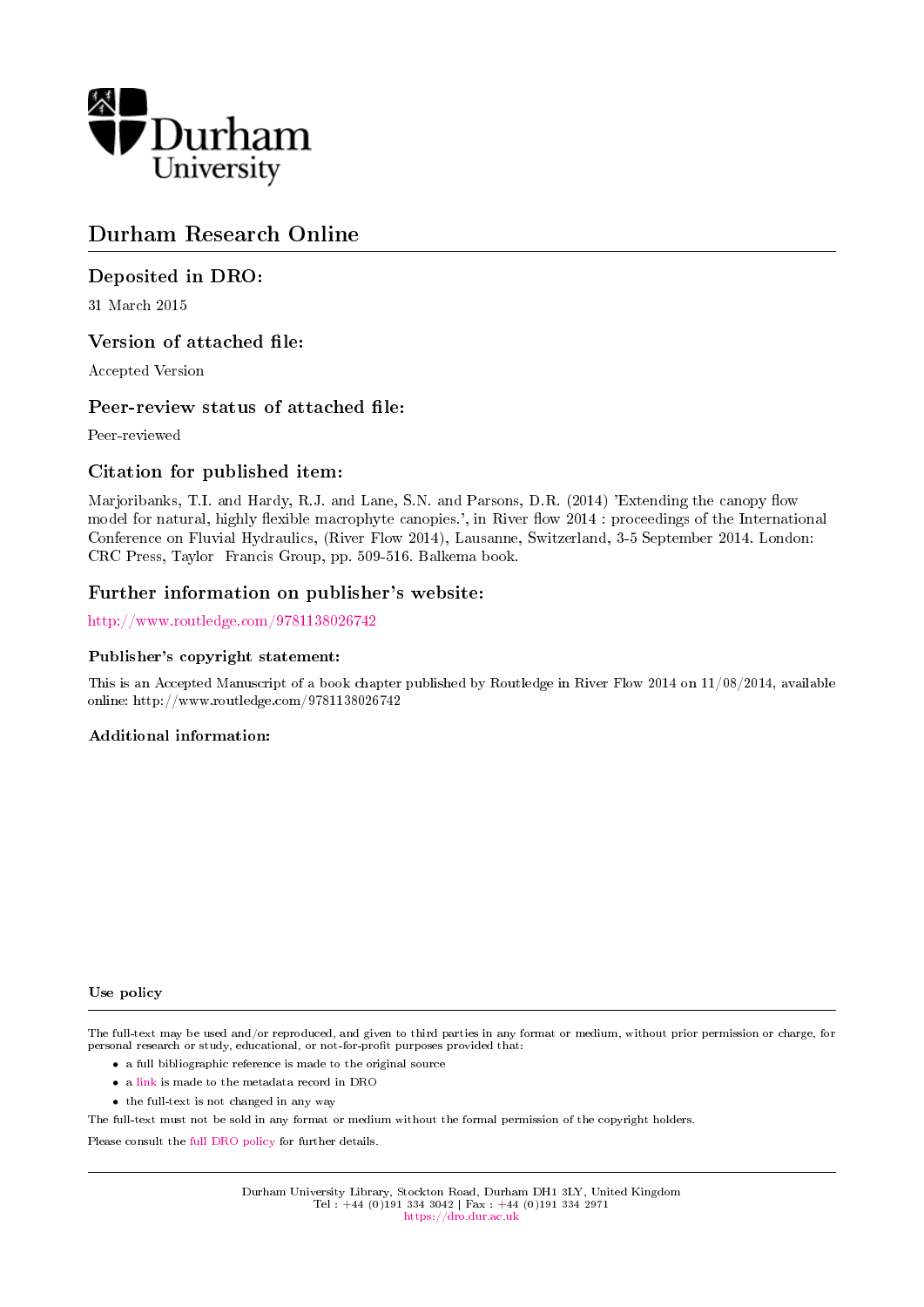Durham University

# Durham Research Online

## Deposited in DRO:

31 March 2015

## Version of attached file:

Accepted Version

## Peer-review status of attached file:

Peer-reviewed

## Citation for published item:

Marjoribanks, T.I. and Hardy, R.J. and Lane, S.N. and Parsons, D.R. (2014) 'Extending the canopy flow model for natural, highly flexible macrophyte canopies.', in River flow 2014 : proceedings of the International Conference on Fluvial Hydraulics, (River Flow 2014), Lausanne, Switzerland, 3-5 September 2014. London: CRC Press, Taylor Francis Group, pp. 509-516. Balkema book.

## Further information on publisher's website:

http://www.routledge.com/9781138026742

### Publisher's copyright statement:

This is an Accepted Manuscript of a book chapter published by Routledge in River Flow 2014 on 11/08/2014, available online: http://www.routledge.com/9781138026742

### Additional information:

### Use policy

The full-text may be used and/or reproduced, and given to third parties in any format or medium, without prior permission or charge, for personal research or study, educational, or not-for-profit purposes provided that:

- a full bibliographic reference is made to the original source
- a link is made to the metadata record in DRO
- the full-text is not changed in any way

The full-text must not be sold in any format or medium without the formal permission of the copyright holders.

Please consult the full DRO policy for further details.

Durham University Library, Stockton Road, Durham DH1 3LY, United Kingdom
Tel : +44 (0)191 334 3042 | Fax : +44 (0)191 334 2971
https://dro.dur.ac.uk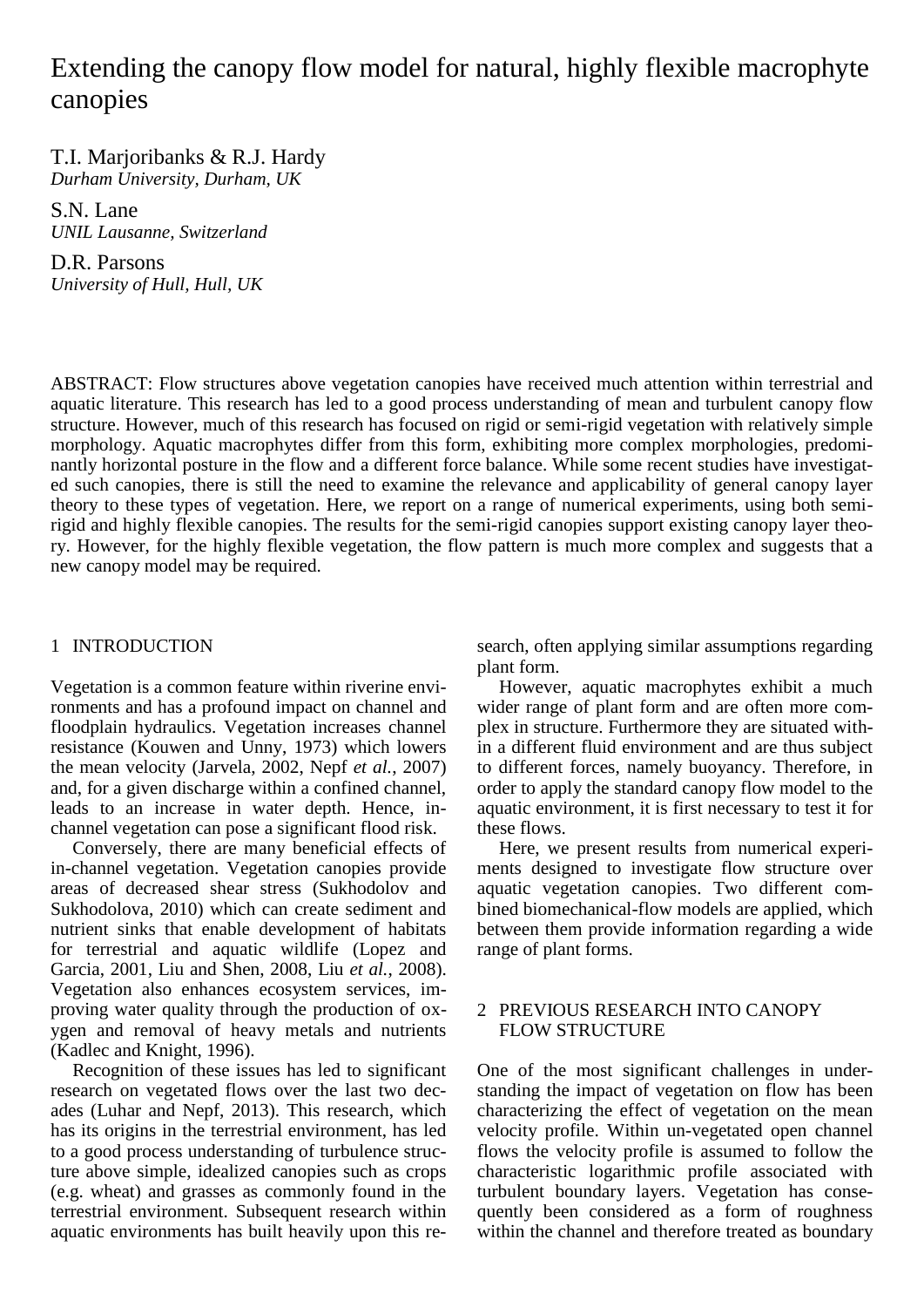# Extending the canopy flow model for natural, highly flexible macrophyte canopies

T.I. Marjoribanks & R.J. Hardy
*Durham University, Durham, UK*

S.N. Lane
*UNIL Lausanne, Switzerland*

D.R. Parsons
*University of Hull, Hull, UK*

ABSTRACT: Flow structures above vegetation canopies have received much attention within terrestrial and aquatic literature. This research has led to a good process understanding of mean and turbulent canopy flow structure. However, much of this research has focused on rigid or semi-rigid vegetation with relatively simple morphology. Aquatic macrophytes differ from this form, exhibiting more complex morphologies, predominantly horizontal posture in the flow and a different force balance. While some recent studies have investigated such canopies, there is still the need to examine the relevance and applicability of general canopy layer theory to these types of vegetation. Here, we report on a range of numerical experiments, using both semi-rigid and highly flexible canopies. The results for the semi-rigid canopies support existing canopy layer theory. However, for the highly flexible vegetation, the flow pattern is much more complex and suggests that a new canopy model may be required.

## 1 INTRODUCTION

Vegetation is a common feature within riverine environments and has a profound impact on channel and floodplain hydraulics. Vegetation increases channel resistance (Kouwen and Unny, 1973) which lowers the mean velocity (Jarvela, 2002, Nepf *et al.*, 2007) and, for a given discharge within a confined channel, leads to an increase in water depth. Hence, in-channel vegetation can pose a significant flood risk.

Conversely, there are many beneficial effects of in-channel vegetation. Vegetation canopies provide areas of decreased shear stress (Sukhodolov and Sukhodolova, 2010) which can create sediment and nutrient sinks that enable development of habitats for terrestrial and aquatic wildlife (Lopez and Garcia, 2001, Liu and Shen, 2008, Liu *et al.*, 2008). Vegetation also enhances ecosystem services, improving water quality through the production of oxygen and removal of heavy metals and nutrients (Kadlec and Knight, 1996).

Recognition of these issues has led to significant research on vegetated flows over the last two decades (Luhar and Nepf, 2013). This research, which has its origins in the terrestrial environment, has led to a good process understanding of turbulence structure above simple, idealized canopies such as crops (e.g. wheat) and grasses as commonly found in the terrestrial environment. Subsequent research within aquatic environments has built heavily upon this research, often applying similar assumptions regarding plant form.

However, aquatic macrophytes exhibit a much wider range of plant form and are often more complex in structure. Furthermore they are situated within a different fluid environment and are thus subject to different forces, namely buoyancy. Therefore, in order to apply the standard canopy flow model to the aquatic environment, it is first necessary to test it for these flows.

Here, we present results from numerical experiments designed to investigate flow structure over aquatic vegetation canopies. Two different combined biomechanical-flow models are applied, which between them provide information regarding a wide range of plant forms.

## 2 PREVIOUS RESEARCH INTO CANOPY FLOW STRUCTURE

One of the most significant challenges in understanding the impact of vegetation on flow has been characterizing the effect of vegetation on the mean velocity profile. Within un-vegetated open channel flows the velocity profile is assumed to follow the characteristic logarithmic profile associated with turbulent boundary layers. Vegetation has consequently been considered as a form of roughness within the channel and therefore treated as boundary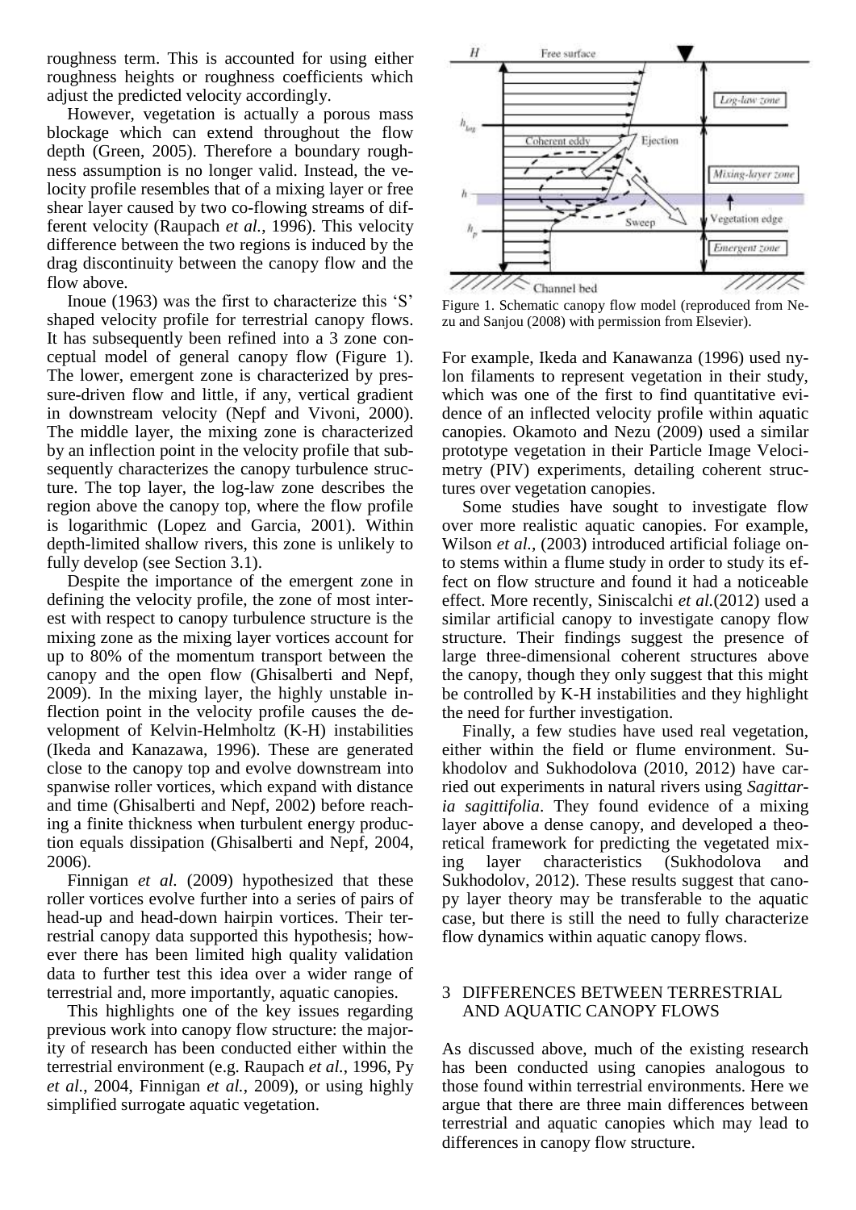roughness term. This is accounted for using either roughness heights or roughness coefficients which adjust the predicted velocity accordingly.

However, vegetation is actually a porous mass blockage which can extend throughout the flow depth (Green, 2005). Therefore a boundary roughness assumption is no longer valid. Instead, the velocity profile resembles that of a mixing layer or free shear layer caused by two co-flowing streams of different velocity (Raupach *et al.*, 1996). This velocity difference between the two regions is induced by the drag discontinuity between the canopy flow and the flow above.

Inoue (1963) was the first to characterize this 'S' shaped velocity profile for terrestrial canopy flows. It has subsequently been refined into a 3 zone conceptual model of general canopy flow (Figure 1). The lower, emergent zone is characterized by pressure-driven flow and little, if any, vertical gradient in downstream velocity (Nepf and Vivoni, 2000). The middle layer, the mixing zone is characterized by an inflection point in the velocity profile that subsequently characterizes the canopy turbulence structure. The top layer, the log-law zone describes the region above the canopy top, where the flow profile is logarithmic (Lopez and Garcia, 2001). Within depth-limited shallow rivers, this zone is unlikely to fully develop (see Section 3.1).

Despite the importance of the emergent zone in defining the velocity profile, the zone of most interest with respect to canopy turbulence structure is the mixing zone as the mixing layer vortices account for up to 80% of the momentum transport between the canopy and the open flow (Ghisalberti and Nepf, 2009). In the mixing layer, the highly unstable inflection point in the velocity profile causes the development of Kelvin-Helmholtz (K-H) instabilities (Ikeda and Kanazawa, 1996). These are generated close to the canopy top and evolve downstream into spanwise roller vortices, which expand with distance and time (Ghisalberti and Nepf, 2002) before reaching a finite thickness when turbulent energy production equals dissipation (Ghisalberti and Nepf, 2004, 2006).

Finnigan *et al.* (2009) hypothesized that these roller vortices evolve further into a series of pairs of head-up and head-down hairpin vortices. Their terrestrial canopy data supported this hypothesis; however there has been limited high quality validation data to further test this idea over a wider range of terrestrial and, more importantly, aquatic canopies.

This highlights one of the key issues regarding previous work into canopy flow structure: the majority of research has been conducted either within the terrestrial environment (e.g. Raupach *et al.*, 1996, Py *et al.*, 2004, Finnigan *et al.*, 2009), or using highly simplified surrogate aquatic vegetation.

Figure 1. Schematic canopy flow model (reproduced from Nezu and Sanjou (2008) with permission from Elsevier).

For example, Ikeda and Kanawanza (1996) used nylon filaments to represent vegetation in their study, which was one of the first to find quantitative evidence of an inflected velocity profile within aquatic canopies. Okamoto and Nezu (2009) used a similar prototype vegetation in their Particle Image Velocimetry (PIV) experiments, detailing coherent structures over vegetation canopies.

Some studies have sought to investigate flow over more realistic aquatic canopies. For example, Wilson *et al.*, (2003) introduced artificial foliage onto stems within a flume study in order to study its effect on flow structure and found it had a noticeable effect. More recently, Siniscalchi *et al.*(2012) used a similar artificial canopy to investigate canopy flow structure. Their findings suggest the presence of large three-dimensional coherent structures above the canopy, though they only suggest that this might be controlled by K-H instabilities and they highlight the need for further investigation.

Finally, a few studies have used real vegetation, either within the field or flume environment. Sukhodolov and Sukhodolova (2010, 2012) have carried out experiments in natural rivers using *Sagittaria sagittifolia*. They found evidence of a mixing layer above a dense canopy, and developed a theoretical framework for predicting the vegetated mixing layer characteristics (Sukhodolova and Sukhodolov, 2012). These results suggest that canopy layer theory may be transferable to the aquatic case, but there is still the need to fully characterize flow dynamics within aquatic canopy flows.

## 3 DIFFERENCES BETWEEN TERRESTRIAL AND AQUATIC CANOPY FLOWS

As discussed above, much of the existing research has been conducted using canopies analogous to those found within terrestrial environments. Here we argue that there are three main differences between terrestrial and aquatic canopies which may lead to differences in canopy flow structure.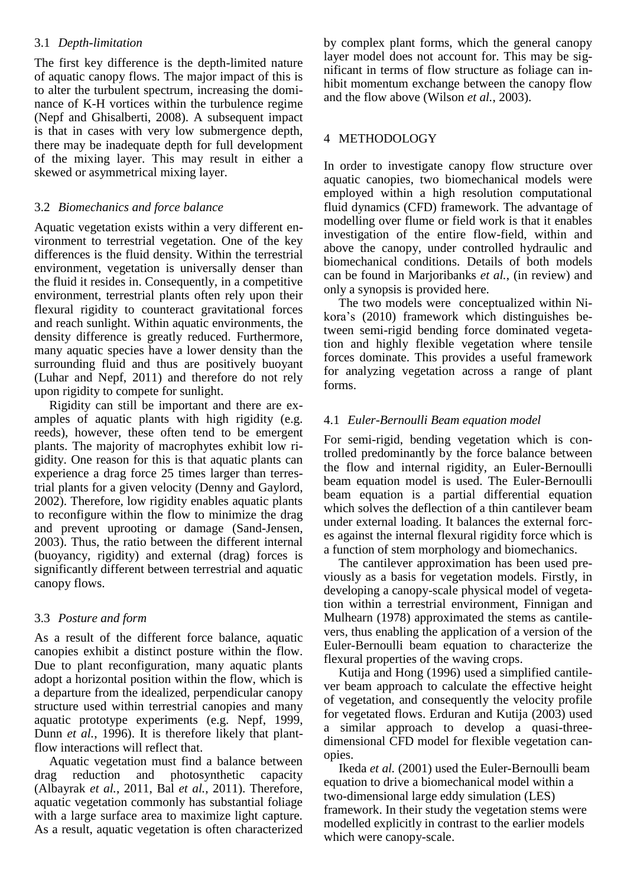### 3.1 *Depth-limitation*

The first key difference is the depth-limited nature of aquatic canopy flows. The major impact of this is to alter the turbulent spectrum, increasing the dominance of K-H vortices within the turbulence regime (Nepf and Ghisalberti, 2008). A subsequent impact is that in cases with very low submergence depth, there may be inadequate depth for full development of the mixing layer. This may result in either a skewed or asymmetrical mixing layer.

### 3.2 *Biomechanics and force balance*

Aquatic vegetation exists within a very different environment to terrestrial vegetation. One of the key differences is the fluid density. Within the terrestrial environment, vegetation is universally denser than the fluid it resides in. Consequently, in a competitive environment, terrestrial plants often rely upon their flexural rigidity to counteract gravitational forces and reach sunlight. Within aquatic environments, the density difference is greatly reduced. Furthermore, many aquatic species have a lower density than the surrounding fluid and thus are positively buoyant (Luhar and Nepf, 2011) and therefore do not rely upon rigidity to compete for sunlight.

Rigidity can still be important and there are examples of aquatic plants with high rigidity (e.g. reeds), however, these often tend to be emergent plants. The majority of macrophytes exhibit low rigidity. One reason for this is that aquatic plants can experience a drag force 25 times larger than terrestrial plants for a given velocity (Denny and Gaylord, 2002). Therefore, low rigidity enables aquatic plants to reconfigure within the flow to minimize the drag and prevent uprooting or damage (Sand-Jensen, 2003). Thus, the ratio between the different internal (buoyancy, rigidity) and external (drag) forces is significantly different between terrestrial and aquatic canopy flows.

### 3.3 *Posture and form*

As a result of the different force balance, aquatic canopies exhibit a distinct posture within the flow. Due to plant reconfiguration, many aquatic plants adopt a horizontal position within the flow, which is a departure from the idealized, perpendicular canopy structure used within terrestrial canopies and many aquatic prototype experiments (e.g. Nepf, 1999, Dunn *et al.*, 1996). It is therefore likely that plant-flow interactions will reflect that.

Aquatic vegetation must find a balance between drag reduction and photosynthetic capacity (Albayrak *et al.*, 2011, Bal *et al.*, 2011). Therefore, aquatic vegetation commonly has substantial foliage with a large surface area to maximize light capture. As a result, aquatic vegetation is often characterized by complex plant forms, which the general canopy layer model does not account for. This may be significant in terms of flow structure as foliage can inhibit momentum exchange between the canopy flow and the flow above (Wilson *et al.*, 2003).

## 4 METHODOLOGY

In order to investigate canopy flow structure over aquatic canopies, two biomechanical models were employed within a high resolution computational fluid dynamics (CFD) framework. The advantage of modelling over flume or field work is that it enables investigation of the entire flow-field, within and above the canopy, under controlled hydraulic and biomechanical conditions. Details of both models can be found in Marjoribanks *et al.*, (in review) and only a synopsis is provided here.

The two models were conceptualized within Nikora's (2010) framework which distinguishes between semi-rigid bending force dominated vegetation and highly flexible vegetation where tensile forces dominate. This provides a useful framework for analyzing vegetation across a range of plant forms.

### 4.1 *Euler-Bernoulli Beam equation model*

For semi-rigid, bending vegetation which is controlled predominantly by the force balance between the flow and internal rigidity, an Euler-Bernoulli beam equation model is used. The Euler-Bernoulli beam equation is a partial differential equation which solves the deflection of a thin cantilever beam under external loading. It balances the external forces against the internal flexural rigidity force which is a function of stem morphology and biomechanics.

The cantilever approximation has been used previously as a basis for vegetation models. Firstly, in developing a canopy-scale physical model of vegetation within a terrestrial environment, Finnigan and Mulhearn (1978) approximated the stems as cantilevers, thus enabling the application of a version of the Euler-Bernoulli beam equation to characterize the flexural properties of the waving crops.

Kutija and Hong (1996) used a simplified cantilever beam approach to calculate the effective height of vegetation, and consequently the velocity profile for vegetated flows. Erduran and Kutija (2003) used a similar approach to develop a quasi-three-dimensional CFD model for flexible vegetation canopies.

Ikeda *et al.* (2001) used the Euler-Bernoulli beam equation to drive a biomechanical model within a two-dimensional large eddy simulation (LES) framework. In their study the vegetation stems were modelled explicitly in contrast to the earlier models which were canopy-scale.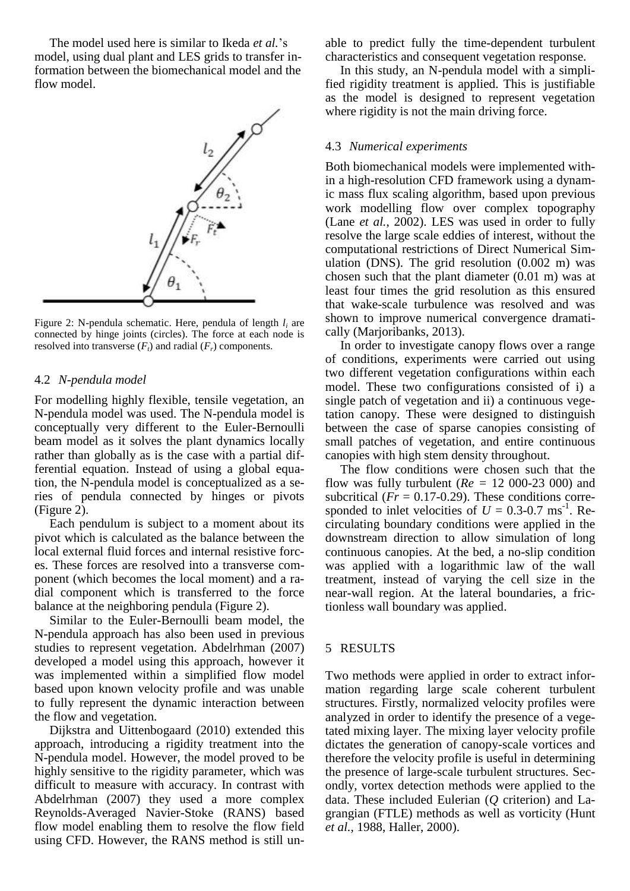The model used here is similar to Ikeda *et al.*'s model, using dual plant and LES grids to transfer information between the biomechanical model and the flow model.

Figure 2: N-pendula schematic. Here, pendula of length $l_i$ are connected by hinge joints (circles). The force at each node is resolved into transverse ($F_t$) and radial ($F_r$) components.

### 4.2 *N-pendula model*

For modelling highly flexible, tensile vegetation, an N-pendula model was used. The N-pendula model is conceptually very different to the Euler-Bernoulli beam model as it solves the plant dynamics locally rather than globally as is the case with a partial differential equation. Instead of using a global equation, the N-pendula model is conceptualized as a series of pendula connected by hinges or pivots (Figure 2).

Each pendulum is subject to a moment about its pivot which is calculated as the balance between the local external fluid forces and internal resistive forces. These forces are resolved into a transverse component (which becomes the local moment) and a radial component which is transferred to the force balance at the neighboring pendula (Figure 2).

Similar to the Euler-Bernoulli beam model, the N-pendula approach has also been used in previous studies to represent vegetation. Abdelrhman (2007) developed a model using this approach, however it was implemented within a simplified flow model based upon known velocity profile and was unable to fully represent the dynamic interaction between the flow and vegetation.

Dijkstra and Uittenbogaard (2010) extended this approach, introducing a rigidity treatment into the N-pendula model. However, the model proved to be highly sensitive to the rigidity parameter, which was difficult to measure with accuracy. In contrast with Abdelrhman (2007) they used a more complex Reynolds-Averaged Navier-Stoke (RANS) based flow model enabling them to resolve the flow field using CFD. However, the RANS method is still unable to predict fully the time-dependent turbulent characteristics and consequent vegetation response.

In this study, an N-pendula model with a simplified rigidity treatment is applied. This is justifiable as the model is designed to represent vegetation where rigidity is not the main driving force.

### 4.3 *Numerical experiments*

Both biomechanical models were implemented within a high-resolution CFD framework using a dynamic mass flux scaling algorithm, based upon previous work modelling flow over complex topography (Lane *et al.*, 2002). LES was used in order to fully resolve the large scale eddies of interest, without the computational restrictions of Direct Numerical Simulation (DNS). The grid resolution (0.002 m) was chosen such that the plant diameter (0.01 m) was at least four times the grid resolution as this ensured that wake-scale turbulence was resolved and was shown to improve numerical convergence dramatically (Marjoribanks, 2013).

In order to investigate canopy flows over a range of conditions, experiments were carried out using two different vegetation configurations within each model. These two configurations consisted of i) a single patch of vegetation and ii) a continuous vegetation canopy. These were designed to distinguish between the case of sparse canopies consisting of small patches of vegetation, and entire continuous canopies with high stem density throughout.

The flow conditions were chosen such that the flow was fully turbulent ($Re$ = 12 000-23 000) and subcritical ($Fr$ = 0.17-0.29). These conditions corresponded to inlet velocities of $U$ = 0.3-0.7 ms$^{-1}$. Recirculating boundary conditions were applied in the downstream direction to allow simulation of long continuous canopies. At the bed, a no-slip condition was applied with a logarithmic law of the wall treatment, instead of varying the cell size in the near-wall region. At the lateral boundaries, a frictionless wall boundary was applied.

## 5 RESULTS

Two methods were applied in order to extract information regarding large scale coherent turbulent structures. Firstly, normalized velocity profiles were analyzed in order to identify the presence of a vegetated mixing layer. The mixing layer velocity profile dictates the generation of canopy-scale vortices and therefore the velocity profile is useful in determining the presence of large-scale turbulent structures. Secondly, vortex detection methods were applied to the data. These included Eulerian ($Q$ criterion) and Lagrangian (FTLE) methods as well as vorticity (Hunt *et al.*, 1988, Haller, 2000).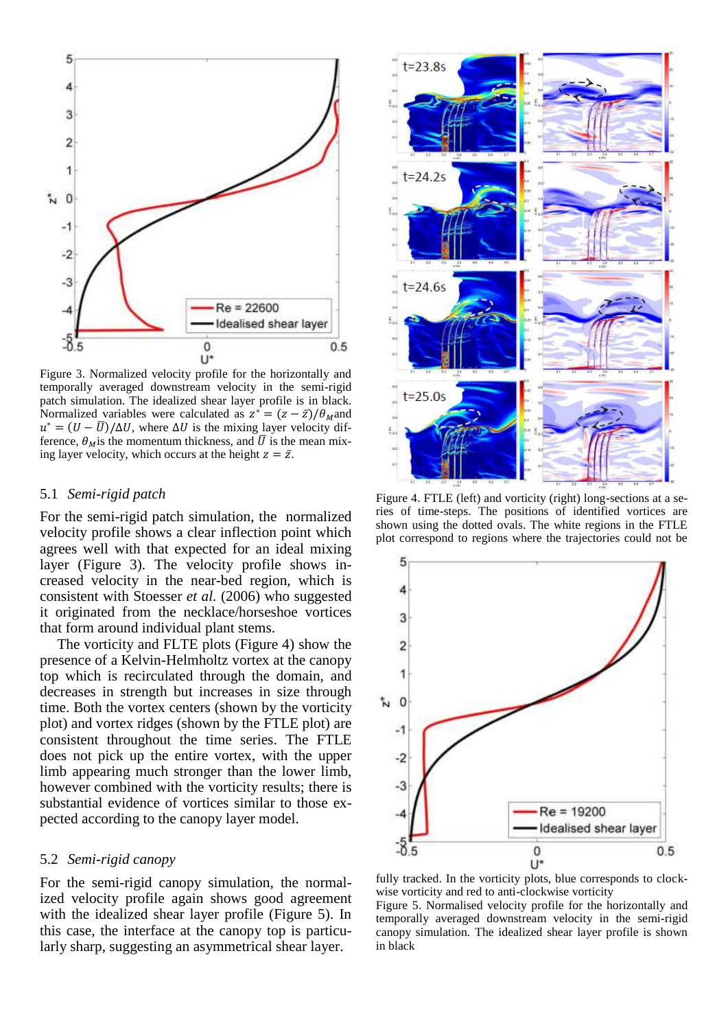Figure 3. Normalized velocity profile for the horizontally and temporally averaged downstream velocity in the semi-rigid patch simulation. The idealized shear layer profile is in black. Normalized variables were calculated as $z^* = (z - \bar{z})/\theta_M$ and $u^* = (U - \overline{U})/\Delta U$, where $\Delta U$ is the mixing layer velocity difference, $\theta_M$ is the momentum thickness, and $\overline{U}$ is the mean mixing layer velocity, which occurs at the height $z = \bar{z}$.

### 5.1 *Semi-rigid patch*

For the semi-rigid patch simulation, the normalized velocity profile shows a clear inflection point which agrees well with that expected for an ideal mixing layer (Figure 3). The velocity profile shows increased velocity in the near-bed region, which is consistent with Stoesser *et al.* (2006) who suggested it originated from the necklace/horseshoe vortices that form around individual plant stems.

The vorticity and FLTE plots (Figure 4) show the presence of a Kelvin-Helmholtz vortex at the canopy top which is recirculated through the domain, and decreases in strength but increases in size through time. Both the vortex centers (shown by the vorticity plot) and vortex ridges (shown by the FTLE plot) are consistent throughout the time series. The FTLE does not pick up the entire vortex, with the upper limb appearing much stronger than the lower limb, however combined with the vorticity results; there is substantial evidence of vortices similar to those expected according to the canopy layer model.

### 5.2 *Semi-rigid canopy*

For the semi-rigid canopy simulation, the normalized velocity profile again shows good agreement with the idealized shear layer profile (Figure 5). In this case, the interface at the canopy top is particularly sharp, suggesting an asymmetrical shear layer.

Figure 4. FTLE (left) and vorticity (right) long-sections at a series of time-steps. The positions of identified vortices are shown using the dotted ovals. The white regions in the FTLE plot correspond to regions where the trajectories could not be fully tracked. In the vorticity plots, blue corresponds to clockwise vorticity and red to anti-clockwise vorticity

Figure 5. Normalised velocity profile for the horizontally and temporally averaged downstream velocity in the semi-rigid canopy simulation. The idealized shear layer profile is shown in black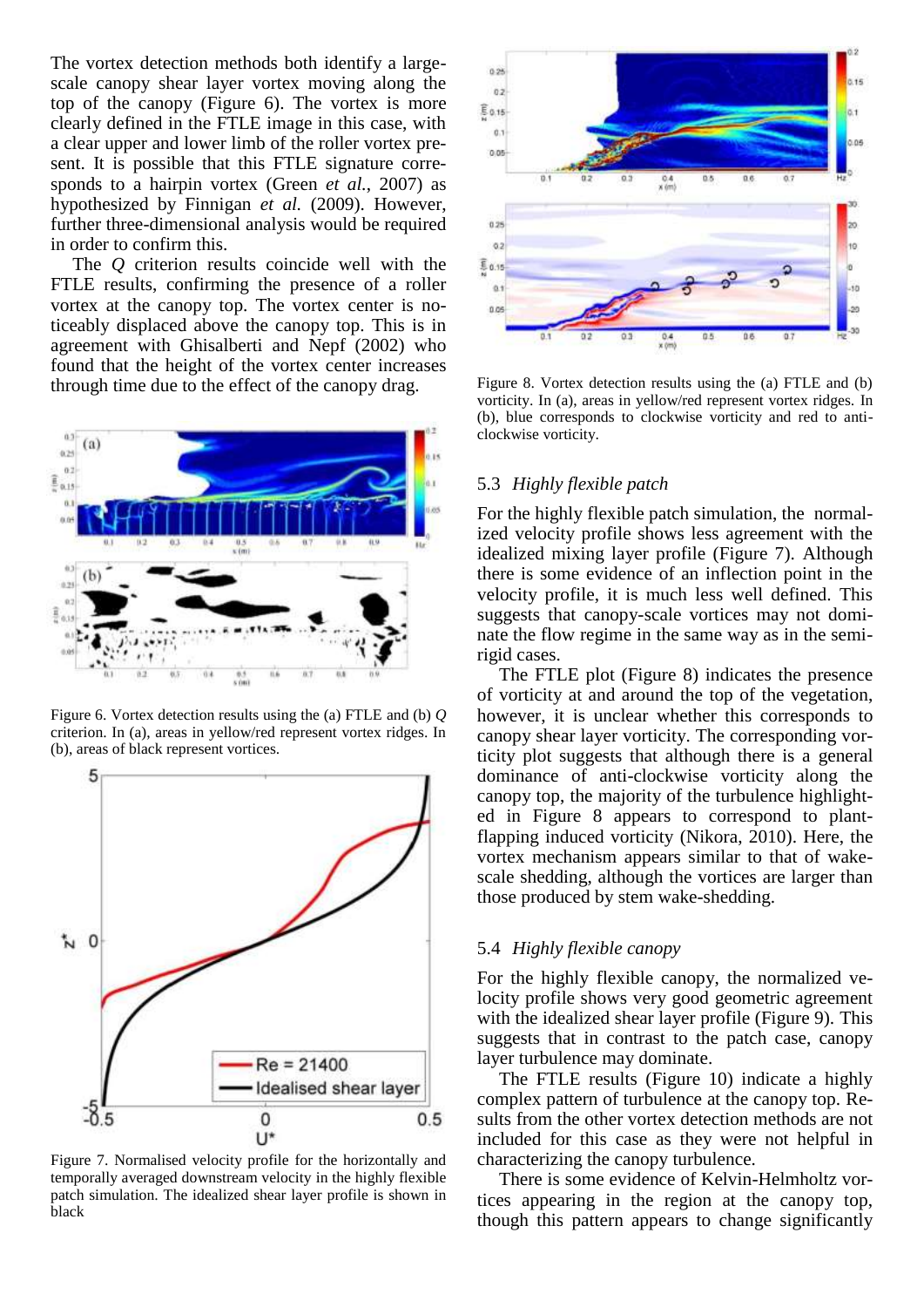The vortex detection methods both identify a large-scale canopy shear layer vortex moving along the top of the canopy (Figure 6). The vortex is more clearly defined in the FTLE image in this case, with a clear upper and lower limb of the roller vortex present. It is possible that this FTLE signature corresponds to a hairpin vortex (Green *et al.*, 2007) as hypothesized by Finnigan *et al.* (2009). However, further three-dimensional analysis would be required in order to confirm this.

The *Q* criterion results coincide well with the FTLE results, confirming the presence of a roller vortex at the canopy top. The vortex center is noticeably displaced above the canopy top. This is in agreement with Ghisalberti and Nepf (2002) who found that the height of the vortex center increases through time due to the effect of the canopy drag.

Figure 6. Vortex detection results using the (a) FTLE and (b) *Q* criterion. In (a), areas in yellow/red represent vortex ridges. In (b), areas of black represent vortices.

Figure 7. Normalised velocity profile for the horizontally and temporally averaged downstream velocity in the highly flexible patch simulation. The idealized shear layer profile is shown in black

Figure 8. Vortex detection results using the (a) FTLE and (b) vorticity. In (a), areas in yellow/red represent vortex ridges. In (b), blue corresponds to clockwise vorticity and red to anti-clockwise vorticity.

## 5.3 *Highly flexible patch*

For the highly flexible patch simulation, the normalized velocity profile shows less agreement with the idealized mixing layer profile (Figure 7). Although there is some evidence of an inflection point in the velocity profile, it is much less well defined. This suggests that canopy-scale vortices may not dominate the flow regime in the same way as in the semi-rigid cases.

The FTLE plot (Figure 8) indicates the presence of vorticity at and around the top of the vegetation, however, it is unclear whether this corresponds to canopy shear layer vorticity. The corresponding vorticity plot suggests that although there is a general dominance of anti-clockwise vorticity along the canopy top, the majority of the turbulence highlighted in Figure 8 appears to correspond to plant-flapping induced vorticity (Nikora, 2010). Here, the vortex mechanism appears similar to that of wake-scale shedding, although the vortices are larger than those produced by stem wake-shedding.

## 5.4 *Highly flexible canopy*

For the highly flexible canopy, the normalized velocity profile shows very good geometric agreement with the idealized shear layer profile (Figure 9). This suggests that in contrast to the patch case, canopy layer turbulence may dominate.

The FTLE results (Figure 10) indicate a highly complex pattern of turbulence at the canopy top. Results from the other vortex detection methods are not included for this case as they were not helpful in characterizing the canopy turbulence.

There is some evidence of Kelvin-Helmholtz vortices appearing in the region at the canopy top, though this pattern appears to change significantly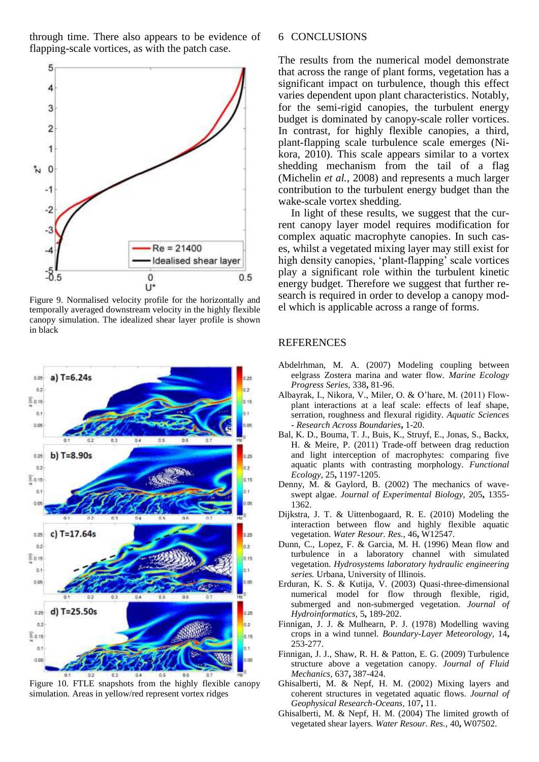through time. There also appears to be evidence of flapping-scale vortices, as with the patch case.

Figure 9. Normalised velocity profile for the horizontally and temporally averaged downstream velocity in the highly flexible canopy simulation. The idealized shear layer profile is shown in black

Figure 10. FTLE snapshots from the highly flexible canopy simulation. Areas in yellow/red represent vortex ridges

## 6 CONCLUSIONS

The results from the numerical model demonstrate that across the range of plant forms, vegetation has a significant impact on turbulence, though this effect varies dependent upon plant characteristics. Notably, for the semi-rigid canopies, the turbulent energy budget is dominated by canopy-scale roller vortices. In contrast, for highly flexible canopies, a third, plant-flapping scale turbulence scale emerges (Nikora, 2010). This scale appears similar to a vortex shedding mechanism from the tail of a flag (Michelin *et al.*, 2008) and represents a much larger contribution to the turbulent energy budget than the wake-scale vortex shedding.

In light of these results, we suggest that the current canopy layer model requires modification for complex aquatic macrophyte canopies. In such cases, whilst a vegetated mixing layer may still exist for high density canopies, 'plant-flapping' scale vortices play a significant role within the turbulent kinetic energy budget. Therefore we suggest that further research is required in order to develop a canopy model which is applicable across a range of forms.

## REFERENCES

Abdelrhman, M. A. (2007) Modeling coupling between eelgrass Zostera marina and water flow. *Marine Ecology Progress Series,* 338**,** 81-96.

Albayrak, I., Nikora, V., Miler, O. & O'hare, M. (2011) Flow-plant interactions at a leaf scale: effects of leaf shape, serration, roughness and flexural rigidity. *Aquatic Sciences - Research Across Boundaries***,** 1-20.

Bal, K. D., Bouma, T. J., Buis, K., Struyf, E., Jonas, S., Backx, H. & Meire, P. (2011) Trade-off between drag reduction and light interception of macrophytes: comparing five aquatic plants with contrasting morphology. *Functional Ecology,* 25**,** 1197-1205.

Denny, M. & Gaylord, B. (2002) The mechanics of wave-swept algae. *Journal of Experimental Biology,* 205**,** 1355-1362.

Dijkstra, J. T. & Uittenbogaard, R. E. (2010) Modeling the interaction between flow and highly flexible aquatic vegetation. *Water Resour. Res.,* 46**,** W12547.

Dunn, C., Lopez, F. & Garcia, M. H. (1996) Mean flow and turbulence in a laboratory channel with simulated vegetation. *Hydrosystems laboratory hydraulic engineering series.* Urbana, University of Illinois.

Erduran, K. S. & Kutija, V. (2003) Quasi-three-dimensional numerical model for flow through flexible, rigid, submerged and non-submerged vegetation. *Journal of Hydroinformatics,* 5**,** 189-202.

Finnigan, J. J. & Mulhearn, P. J. (1978) Modelling waving crops in a wind tunnel. *Boundary-Layer Meteorology,* 14**,** 253-277.

Finnigan, J. J., Shaw, R. H. & Patton, E. G. (2009) Turbulence structure above a vegetation canopy. *Journal of Fluid Mechanics,* 637**,** 387-424.

Ghisalberti, M. & Nepf, H. M. (2002) Mixing layers and coherent structures in vegetated aquatic flows. *Journal of Geophysical Research-Oceans,* 107**,** 11.

Ghisalberti, M. & Nepf, H. M. (2004) The limited growth of vegetated shear layers. *Water Resour. Res.,* 40**,** W07502.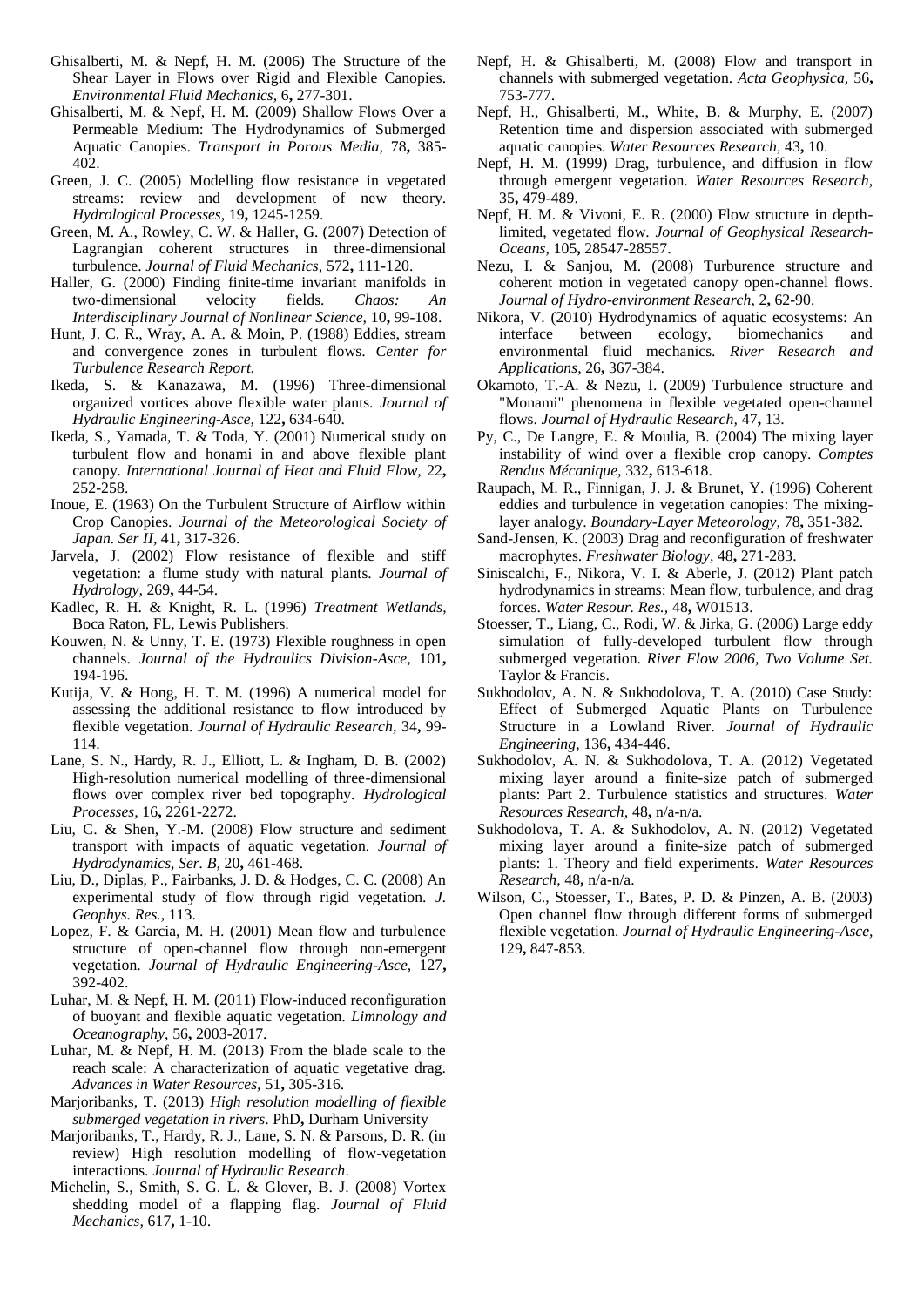Ghisalberti, M. & Nepf, H. M. (2006) The Structure of the Shear Layer in Flows over Rigid and Flexible Canopies. *Environmental Fluid Mechanics,* 6**,** 277-301.

Ghisalberti, M. & Nepf, H. M. (2009) Shallow Flows Over a Permeable Medium: The Hydrodynamics of Submerged Aquatic Canopies. *Transport in Porous Media,* 78**,** 385-402.

Green, J. C. (2005) Modelling flow resistance in vegetated streams: review and development of new theory. *Hydrological Processes,* 19**,** 1245-1259.

Green, M. A., Rowley, C. W. & Haller, G. (2007) Detection of Lagrangian coherent structures in three-dimensional turbulence. *Journal of Fluid Mechanics,* 572**,** 111-120.

Haller, G. (2000) Finding finite-time invariant manifolds in two-dimensional velocity fields. *Chaos: An Interdisciplinary Journal of Nonlinear Science,* 10**,** 99-108.

Hunt, J. C. R., Wray, A. A. & Moin, P. (1988) Eddies, stream and convergence zones in turbulent flows. *Center for Turbulence Research Report.*

Ikeda, S. & Kanazawa, M. (1996) Three-dimensional organized vortices above flexible water plants. *Journal of Hydraulic Engineering-Asce,* 122**,** 634-640.

Ikeda, S., Yamada, T. & Toda, Y. (2001) Numerical study on turbulent flow and honami in and above flexible plant canopy. *International Journal of Heat and Fluid Flow,* 22**,** 252-258.

Inoue, E. (1963) On the Turbulent Structure of Airflow within Crop Canopies. *Journal of the Meteorological Society of Japan. Ser II,* 41**,** 317-326.

Jarvela, J. (2002) Flow resistance of flexible and stiff vegetation: a flume study with natural plants. *Journal of Hydrology,* 269**,** 44-54.

Kadlec, R. H. & Knight, R. L. (1996) *Treatment Wetlands,* Boca Raton, FL, Lewis Publishers.

Kouwen, N. & Unny, T. E. (1973) Flexible roughness in open channels. *Journal of the Hydraulics Division-Asce,* 101**,** 194-196.

Kutija, V. & Hong, H. T. M. (1996) A numerical model for assessing the additional resistance to flow introduced by flexible vegetation. *Journal of Hydraulic Research,* 34**,** 99-114.

Lane, S. N., Hardy, R. J., Elliott, L. & Ingham, D. B. (2002) High-resolution numerical modelling of three-dimensional flows over complex river bed topography. *Hydrological Processes,* 16**,** 2261-2272.

Liu, C. & Shen, Y.-M. (2008) Flow structure and sediment transport with impacts of aquatic vegetation. *Journal of Hydrodynamics, Ser. B,* 20**,** 461-468.

Liu, D., Diplas, P., Fairbanks, J. D. & Hodges, C. C. (2008) An experimental study of flow through rigid vegetation. *J. Geophys. Res.,* 113.

Lopez, F. & Garcia, M. H. (2001) Mean flow and turbulence structure of open-channel flow through non-emergent vegetation. *Journal of Hydraulic Engineering-Asce,* 127**,** 392-402.

Luhar, M. & Nepf, H. M. (2011) Flow-induced reconfiguration of buoyant and flexible aquatic vegetation. *Limnology and Oceanography,* 56**,** 2003-2017.

Luhar, M. & Nepf, H. M. (2013) From the blade scale to the reach scale: A characterization of aquatic vegetative drag. *Advances in Water Resources,* 51**,** 305-316.

Marjoribanks, T. (2013) *High resolution modelling of flexible submerged vegetation in rivers*. PhD**,** Durham University

Marjoribanks, T., Hardy, R. J., Lane, S. N. & Parsons, D. R. (in review) High resolution modelling of flow-vegetation interactions. *Journal of Hydraulic Research*.

Michelin, S., Smith, S. G. L. & Glover, B. J. (2008) Vortex shedding model of a flapping flag. *Journal of Fluid Mechanics,* 617**,** 1-10.

Nepf, H. & Ghisalberti, M. (2008) Flow and transport in channels with submerged vegetation. *Acta Geophysica,* 56**,** 753-777.

Nepf, H., Ghisalberti, M., White, B. & Murphy, E. (2007) Retention time and dispersion associated with submerged aquatic canopies. *Water Resources Research,* 43**,** 10.

Nepf, H. M. (1999) Drag, turbulence, and diffusion in flow through emergent vegetation. *Water Resources Research,* 35**,** 479-489.

Nepf, H. M. & Vivoni, E. R. (2000) Flow structure in depth-limited, vegetated flow. *Journal of Geophysical Research-Oceans,* 105**,** 28547-28557.

Nezu, I. & Sanjou, M. (2008) Turburence structure and coherent motion in vegetated canopy open-channel flows. *Journal of Hydro-environment Research,* 2**,** 62-90.

Nikora, V. (2010) Hydrodynamics of aquatic ecosystems: An interface between ecology, biomechanics and environmental fluid mechanics. *River Research and Applications,* 26**,** 367-384.

Okamoto, T.-A. & Nezu, I. (2009) Turbulence structure and "Monami" phenomena in flexible vegetated open-channel flows. *Journal of Hydraulic Research,* 47**,** 13.

Py, C., De Langre, E. & Moulia, B. (2004) The mixing layer instability of wind over a flexible crop canopy. *Comptes Rendus Mécanique,* 332**,** 613-618.

Raupach, M. R., Finnigan, J. J. & Brunet, Y. (1996) Coherent eddies and turbulence in vegetation canopies: The mixing-layer analogy. *Boundary-Layer Meteorology,* 78**,** 351-382.

Sand-Jensen, K. (2003) Drag and reconfiguration of freshwater macrophytes. *Freshwater Biology,* 48**,** 271-283.

Siniscalchi, F., Nikora, V. I. & Aberle, J. (2012) Plant patch hydrodynamics in streams: Mean flow, turbulence, and drag forces. *Water Resour. Res.,* 48**,** W01513.

Stoesser, T., Liang, C., Rodi, W. & Jirka, G. (2006) Large eddy simulation of fully-developed turbulent flow through submerged vegetation. *River Flow 2006, Two Volume Set.* Taylor & Francis.

Sukhodolov, A. N. & Sukhodolova, T. A. (2010) Case Study: Effect of Submerged Aquatic Plants on Turbulence Structure in a Lowland River. *Journal of Hydraulic Engineering,* 136**,** 434-446.

Sukhodolov, A. N. & Sukhodolova, T. A. (2012) Vegetated mixing layer around a finite-size patch of submerged plants: Part 2. Turbulence statistics and structures. *Water Resources Research,* 48**,** n/a-n/a.

Sukhodolova, T. A. & Sukhodolov, A. N. (2012) Vegetated mixing layer around a finite-size patch of submerged plants: 1. Theory and field experiments. *Water Resources Research,* 48**,** n/a-n/a.

Wilson, C., Stoesser, T., Bates, P. D. & Pinzen, A. B. (2003) Open channel flow through different forms of submerged flexible vegetation. *Journal of Hydraulic Engineering-Asce,* 129**,** 847-853.